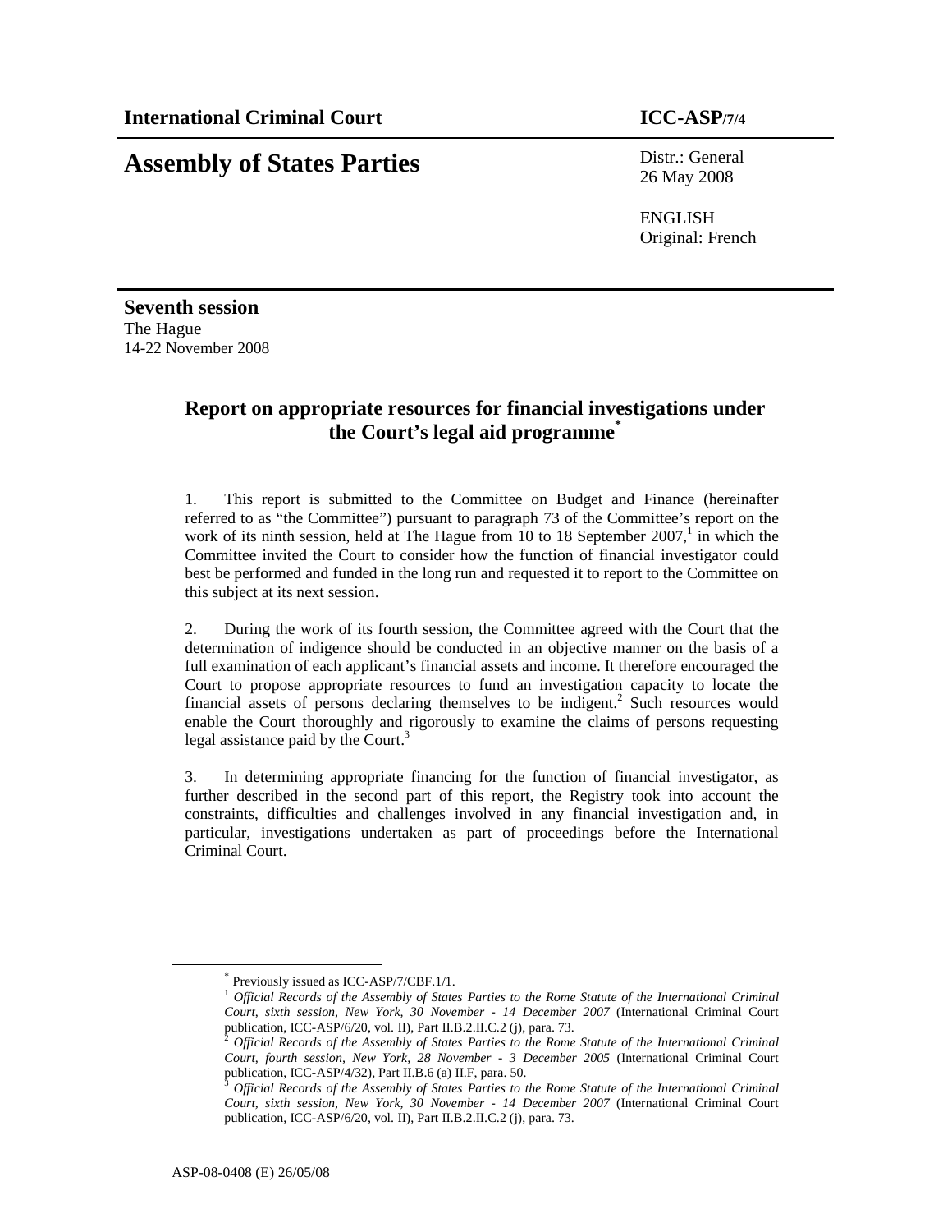**International Criminal Court** **ICC-ASP/7/4**

# Assembly of States Parties

Distr.: General
26 May 2008

ENGLISH
Original: French

**Seventh session**
The Hague
14-22 November 2008

## Report on appropriate resources for financial investigations under the Court's legal aid programme[*]

1. This report is submitted to the Committee on Budget and Finance (hereinafter referred to as "the Committee") pursuant to paragraph 73 of the Committee's report on the work of its ninth session, held at The Hague from 10 to 18 September 2007,[1] in which the Committee invited the Court to consider how the function of financial investigator could best be performed and funded in the long run and requested it to report to the Committee on this subject at its next session.

2. During the work of its fourth session, the Committee agreed with the Court that the determination of indigence should be conducted in an objective manner on the basis of a full examination of each applicant's financial assets and income. It therefore encouraged the Court to propose appropriate resources to fund an investigation capacity to locate the financial assets of persons declaring themselves to be indigent.[2] Such resources would enable the Court thoroughly and rigorously to examine the claims of persons requesting legal assistance paid by the Court.[3]

3. In determining appropriate financing for the function of financial investigator, as further described in the second part of this report, the Registry took into account the constraints, difficulties and challenges involved in any financial investigation and, in particular, investigations undertaken as part of proceedings before the International Criminal Court.

---

[*] Previously issued as ICC-ASP/7/CBF.1/1.

[1] *Official Records of the Assembly of States Parties to the Rome Statute of the International Criminal Court, sixth session, New York, 30 November - 14 December 2007* (International Criminal Court publication, ICC-ASP/6/20, vol. II), Part II.B.2.II.C.2 (j), para. 73.

[2] *Official Records of the Assembly of States Parties to the Rome Statute of the International Criminal Court, fourth session, New York, 28 November - 3 December 2005* (International Criminal Court publication, ICC-ASP/4/32), Part II.B.6 (a) II.F, para. 50.

[3] *Official Records of the Assembly of States Parties to the Rome Statute of the International Criminal Court, sixth session, New York, 30 November - 14 December 2007* (International Criminal Court publication, ICC-ASP/6/20, vol. II), Part II.B.2.II.C.2 (j), para. 73.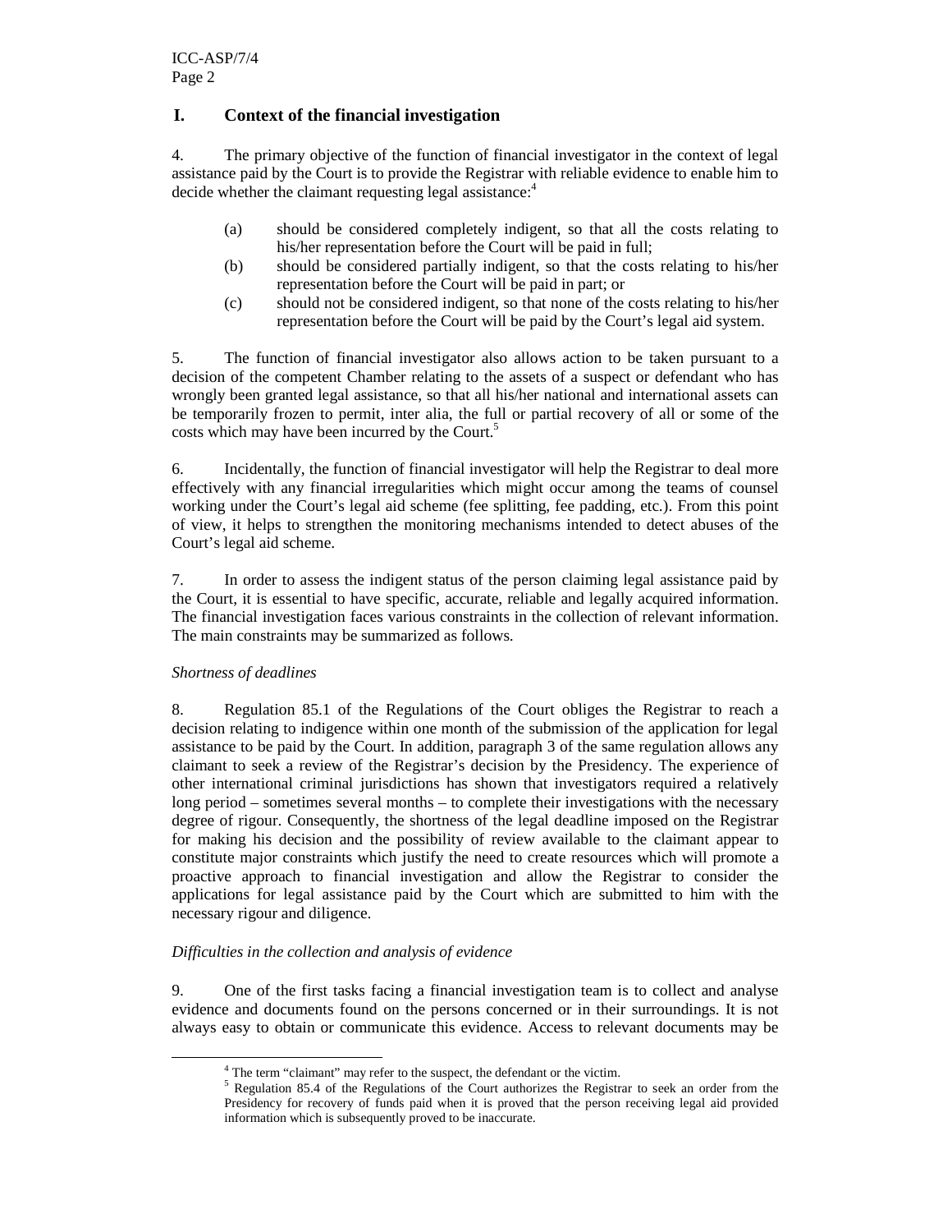## I. Context of the financial investigation

4. The primary objective of the function of financial investigator in the context of legal assistance paid by the Court is to provide the Registrar with reliable evidence to enable him to decide whether the claimant requesting legal assistance:[4]

(a) should be considered completely indigent, so that all the costs relating to his/her representation before the Court will be paid in full;

(b) should be considered partially indigent, so that the costs relating to his/her representation before the Court will be paid in part; or

(c) should not be considered indigent, so that none of the costs relating to his/her representation before the Court will be paid by the Court's legal aid system.

5. The function of financial investigator also allows action to be taken pursuant to a decision of the competent Chamber relating to the assets of a suspect or defendant who has wrongly been granted legal assistance, so that all his/her national and international assets can be temporarily frozen to permit, inter alia, the full or partial recovery of all or some of the costs which may have been incurred by the Court.[5]

6. Incidentally, the function of financial investigator will help the Registrar to deal more effectively with any financial irregularities which might occur among the teams of counsel working under the Court's legal aid scheme (fee splitting, fee padding, etc.). From this point of view, it helps to strengthen the monitoring mechanisms intended to detect abuses of the Court's legal aid scheme.

7. In order to assess the indigent status of the person claiming legal assistance paid by the Court, it is essential to have specific, accurate, reliable and legally acquired information. The financial investigation faces various constraints in the collection of relevant information. The main constraints may be summarized as follows.

*Shortness of deadlines*

8. Regulation 85.1 of the Regulations of the Court obliges the Registrar to reach a decision relating to indigence within one month of the submission of the application for legal assistance to be paid by the Court. In addition, paragraph 3 of the same regulation allows any claimant to seek a review of the Registrar's decision by the Presidency. The experience of other international criminal jurisdictions has shown that investigators required a relatively long period – sometimes several months – to complete their investigations with the necessary degree of rigour. Consequently, the shortness of the legal deadline imposed on the Registrar for making his decision and the possibility of review available to the claimant appear to constitute major constraints which justify the need to create resources which will promote a proactive approach to financial investigation and allow the Registrar to consider the applications for legal assistance paid by the Court which are submitted to him with the necessary rigour and diligence.

*Difficulties in the collection and analysis of evidence*

9. One of the first tasks facing a financial investigation team is to collect and analyse evidence and documents found on the persons concerned or in their surroundings. It is not always easy to obtain or communicate this evidence. Access to relevant documents may be

---

[4] The term "claimant" may refer to the suspect, the defendant or the victim.

[5] Regulation 85.4 of the Regulations of the Court authorizes the Registrar to seek an order from the Presidency for recovery of funds paid when it is proved that the person receiving legal aid provided information which is subsequently proved to be inaccurate.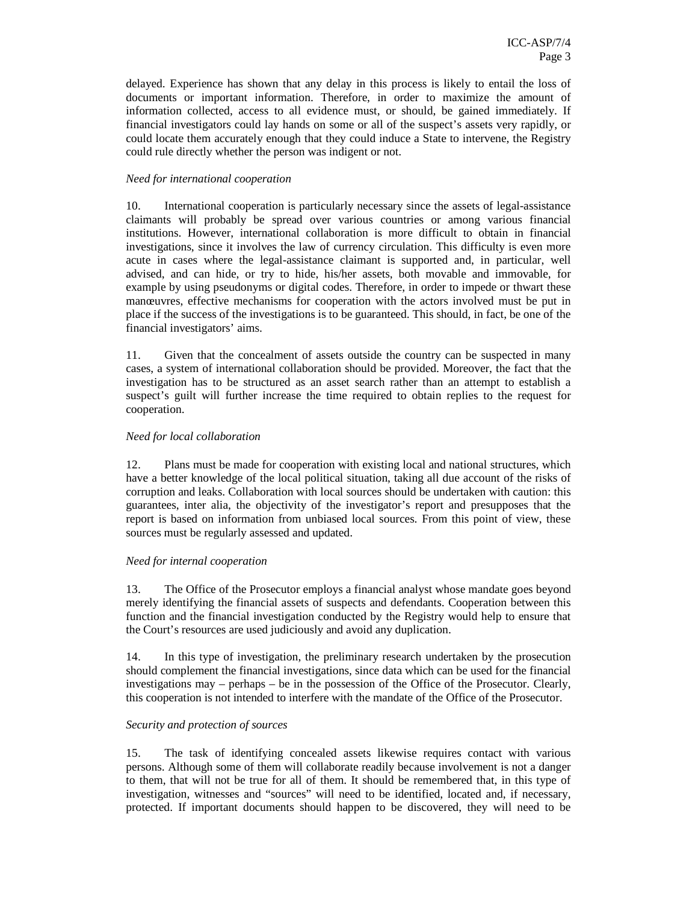delayed. Experience has shown that any delay in this process is likely to entail the loss of documents or important information. Therefore, in order to maximize the amount of information collected, access to all evidence must, or should, be gained immediately. If financial investigators could lay hands on some or all of the suspect's assets very rapidly, or could locate them accurately enough that they could induce a State to intervene, the Registry could rule directly whether the person was indigent or not.

*Need for international cooperation*

10. International cooperation is particularly necessary since the assets of legal-assistance claimants will probably be spread over various countries or among various financial institutions. However, international collaboration is more difficult to obtain in financial investigations, since it involves the law of currency circulation. This difficulty is even more acute in cases where the legal-assistance claimant is supported and, in particular, well advised, and can hide, or try to hide, his/her assets, both movable and immovable, for example by using pseudonyms or digital codes. Therefore, in order to impede or thwart these manœuvres, effective mechanisms for cooperation with the actors involved must be put in place if the success of the investigations is to be guaranteed. This should, in fact, be one of the financial investigators' aims.

11. Given that the concealment of assets outside the country can be suspected in many cases, a system of international collaboration should be provided. Moreover, the fact that the investigation has to be structured as an asset search rather than an attempt to establish a suspect's guilt will further increase the time required to obtain replies to the request for cooperation.

*Need for local collaboration*

12. Plans must be made for cooperation with existing local and national structures, which have a better knowledge of the local political situation, taking all due account of the risks of corruption and leaks. Collaboration with local sources should be undertaken with caution: this guarantees, inter alia, the objectivity of the investigator's report and presupposes that the report is based on information from unbiased local sources. From this point of view, these sources must be regularly assessed and updated.

*Need for internal cooperation*

13. The Office of the Prosecutor employs a financial analyst whose mandate goes beyond merely identifying the financial assets of suspects and defendants. Cooperation between this function and the financial investigation conducted by the Registry would help to ensure that the Court's resources are used judiciously and avoid any duplication.

14. In this type of investigation, the preliminary research undertaken by the prosecution should complement the financial investigations, since data which can be used for the financial investigations may – perhaps – be in the possession of the Office of the Prosecutor. Clearly, this cooperation is not intended to interfere with the mandate of the Office of the Prosecutor.

*Security and protection of sources*

15. The task of identifying concealed assets likewise requires contact with various persons. Although some of them will collaborate readily because involvement is not a danger to them, that will not be true for all of them. It should be remembered that, in this type of investigation, witnesses and "sources" will need to be identified, located and, if necessary, protected. If important documents should happen to be discovered, they will need to be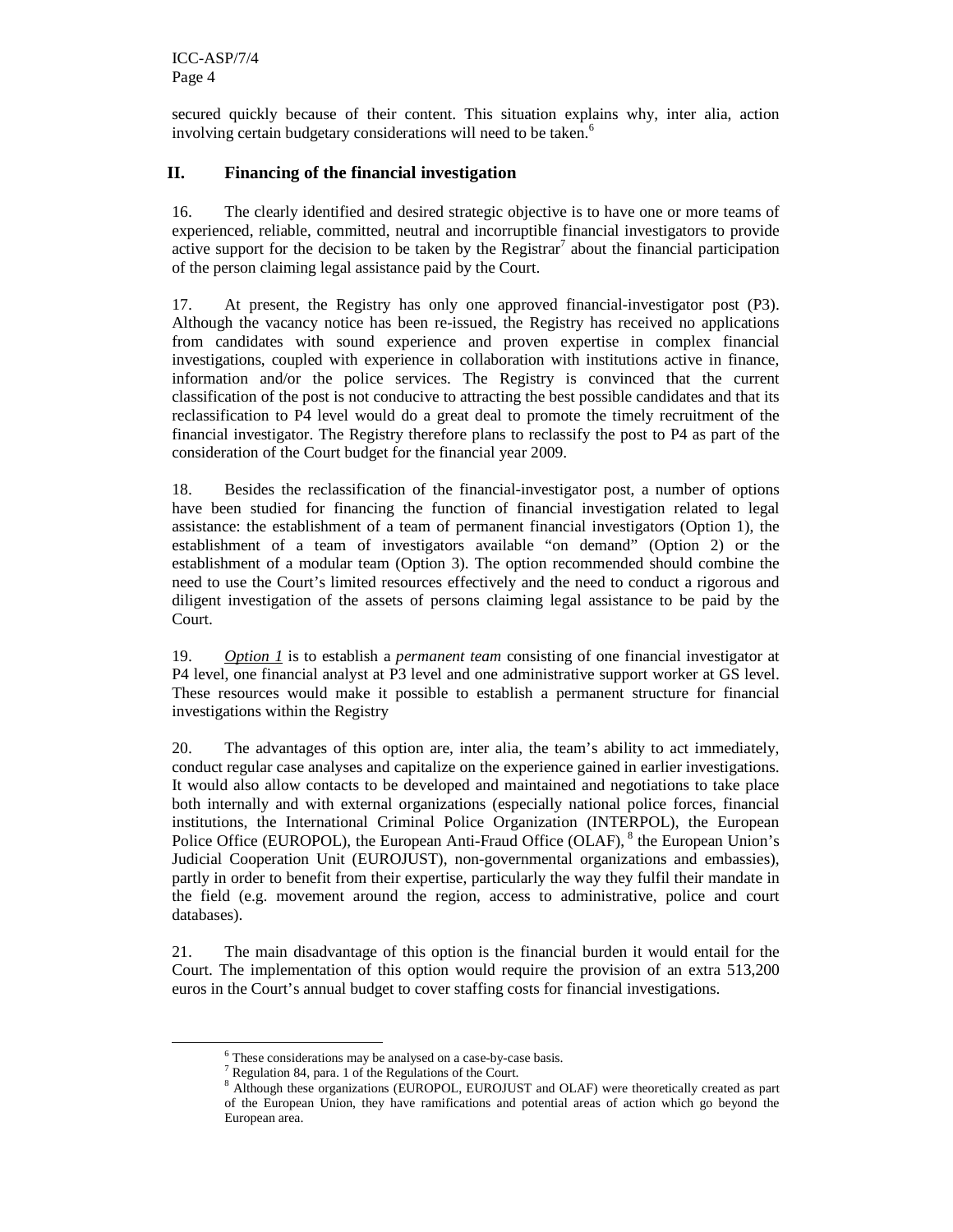secured quickly because of their content. This situation explains why, inter alia, action involving certain budgetary considerations will need to be taken.[6]

## II. Financing of the financial investigation

16. The clearly identified and desired strategic objective is to have one or more teams of experienced, reliable, committed, neutral and incorruptible financial investigators to provide active support for the decision to be taken by the Registrar[7] about the financial participation of the person claiming legal assistance paid by the Court.

17. At present, the Registry has only one approved financial-investigator post (P3). Although the vacancy notice has been re-issued, the Registry has received no applications from candidates with sound experience and proven expertise in complex financial investigations, coupled with experience in collaboration with institutions active in finance, information and/or the police services. The Registry is convinced that the current classification of the post is not conducive to attracting the best possible candidates and that its reclassification to P4 level would do a great deal to promote the timely recruitment of the financial investigator. The Registry therefore plans to reclassify the post to P4 as part of the consideration of the Court budget for the financial year 2009.

18. Besides the reclassification of the financial-investigator post, a number of options have been studied for financing the function of financial investigation related to legal assistance: the establishment of a team of permanent financial investigators (Option 1), the establishment of a team of investigators available "on demand" (Option 2) or the establishment of a modular team (Option 3). The option recommended should combine the need to use the Court's limited resources effectively and the need to conduct a rigorous and diligent investigation of the assets of persons claiming legal assistance to be paid by the Court.

19. *Option 1* is to establish a *permanent team* consisting of one financial investigator at P4 level, one financial analyst at P3 level and one administrative support worker at GS level. These resources would make it possible to establish a permanent structure for financial investigations within the Registry

20. The advantages of this option are, inter alia, the team's ability to act immediately, conduct regular case analyses and capitalize on the experience gained in earlier investigations. It would also allow contacts to be developed and maintained and negotiations to take place both internally and with external organizations (especially national police forces, financial institutions, the International Criminal Police Organization (INTERPOL), the European Police Office (EUROPOL), the European Anti-Fraud Office (OLAF),[8] the European Union's Judicial Cooperation Unit (EUROJUST), non-governmental organizations and embassies), partly in order to benefit from their expertise, particularly the way they fulfil their mandate in the field (e.g. movement around the region, access to administrative, police and court databases).

21. The main disadvantage of this option is the financial burden it would entail for the Court. The implementation of this option would require the provision of an extra 513,200 euros in the Court's annual budget to cover staffing costs for financial investigations.

---

[6] These considerations may be analysed on a case-by-case basis.

[7] Regulation 84, para. 1 of the Regulations of the Court.

[8] Although these organizations (EUROPOL, EUROJUST and OLAF) were theoretically created as part of the European Union, they have ramifications and potential areas of action which go beyond the European area.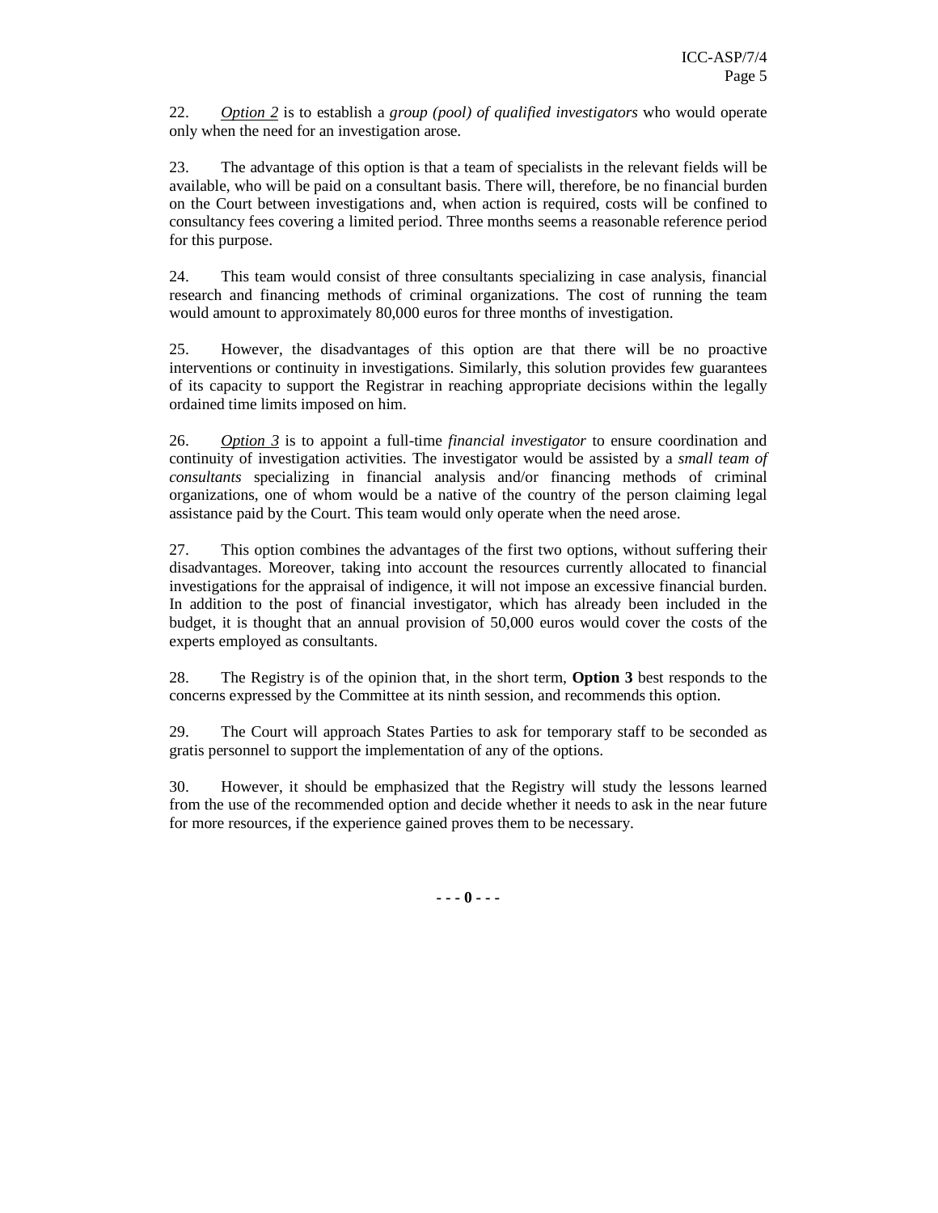22. *Option 2* is to establish a *group (pool) of qualified investigators* who would operate only when the need for an investigation arose.

23. The advantage of this option is that a team of specialists in the relevant fields will be available, who will be paid on a consultant basis. There will, therefore, be no financial burden on the Court between investigations and, when action is required, costs will be confined to consultancy fees covering a limited period. Three months seems a reasonable reference period for this purpose.

24. This team would consist of three consultants specializing in case analysis, financial research and financing methods of criminal organizations. The cost of running the team would amount to approximately 80,000 euros for three months of investigation.

25. However, the disadvantages of this option are that there will be no proactive interventions or continuity in investigations. Similarly, this solution provides few guarantees of its capacity to support the Registrar in reaching appropriate decisions within the legally ordained time limits imposed on him.

26. *Option 3* is to appoint a full-time *financial investigator* to ensure coordination and continuity of investigation activities. The investigator would be assisted by a *small team of consultants* specializing in financial analysis and/or financing methods of criminal organizations, one of whom would be a native of the country of the person claiming legal assistance paid by the Court. This team would only operate when the need arose.

27. This option combines the advantages of the first two options, without suffering their disadvantages. Moreover, taking into account the resources currently allocated to financial investigations for the appraisal of indigence, it will not impose an excessive financial burden. In addition to the post of financial investigator, which has already been included in the budget, it is thought that an annual provision of 50,000 euros would cover the costs of the experts employed as consultants.

28. The Registry is of the opinion that, in the short term, **Option 3** best responds to the concerns expressed by the Committee at its ninth session, and recommends this option.

29. The Court will approach States Parties to ask for temporary staff to be seconded as gratis personnel to support the implementation of any of the options.

30. However, it should be emphasized that the Registry will study the lessons learned from the use of the recommended option and decide whether it needs to ask in the near future for more resources, if the experience gained proves them to be necessary.

**- - - 0 - - -**